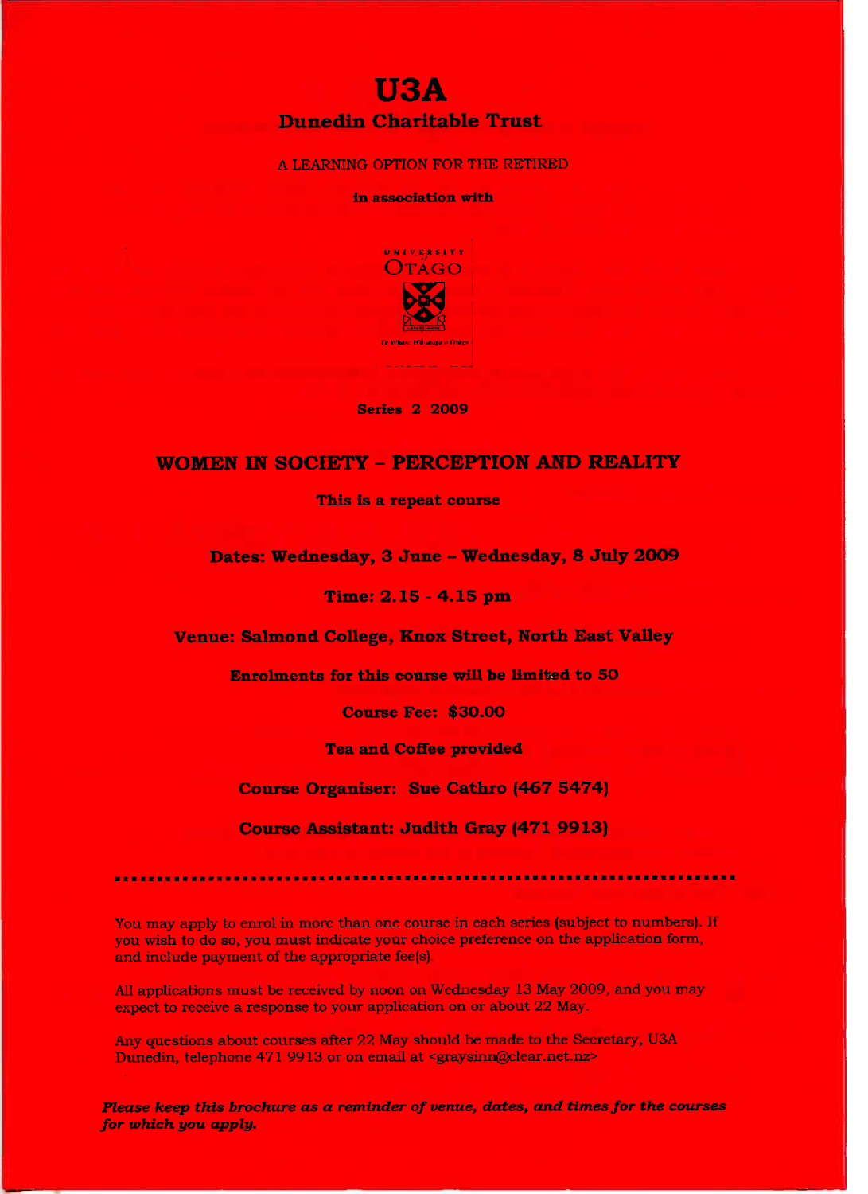# U3A

## Dunedin Charitable Trust

A LEARNING OPTION FOR THE RETIRED

**in association with**

UNIVERSITY of OTAGO

Te Whare Wānanga o Otāgo

**Series 2 2009**

## WOMEN IN SOCIETY – PERCEPTION AND REALITY

**This is a repeat course**

**Dates: Wednesday, 3 June – Wednesday, 8 July 2009**

**Time: 2.15 - 4.15 pm**

**Venue: Salmond College, Knox Street, North East Valley**

**Enrolments for this course will be limited to 50**

**Course Fee: $30.00**

**Tea and Coffee provided**

**Course Organiser: Sue Cathro (467 5474)**

**Course Assistant: Judith Gray (471 9913)**

---

You may apply to enrol in more than one course in each series (subject to numbers). If you wish to do so, you must indicate your choice preference on the application form, and include payment of the appropriate fee(s).

All applications must be received by noon on Wednesday 13 May 2009, and you may expect to receive a response to your application on or about 22 May.

Any questions about courses after 22 May should be made to the Secretary, U3A Dunedin, telephone 471 9913 or on email at <graysinn@clear.net.nz>

***Please keep this brochure as a reminder of venue, dates, and times for the courses for which you apply.***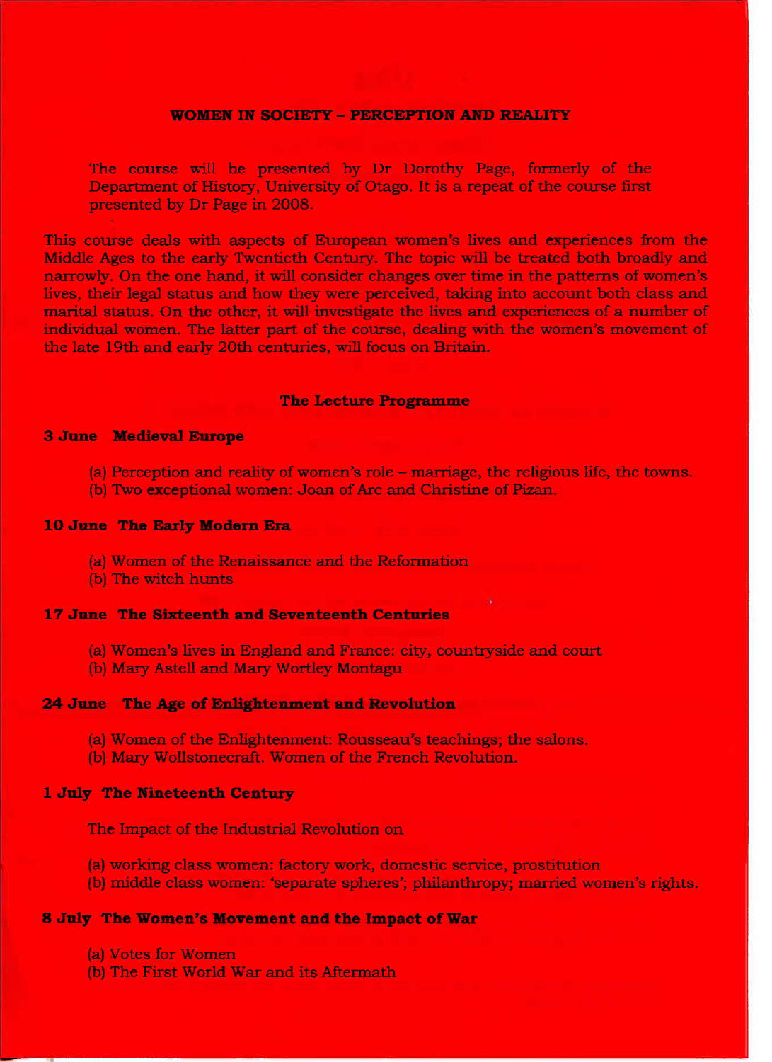## WOMEN IN SOCIETY – PERCEPTION AND REALITY

The course will be presented by Dr Dorothy Page, formerly of the Department of History, University of Otago. It is a repeat of the course first presented by Dr Page in 2008.

This course deals with aspects of European women's lives and experiences from the Middle Ages to the early Twentieth Century. The topic will be treated both broadly and narrowly. On the one hand, it will consider changes over time in the patterns of women's lives, their legal status and how they were perceived, taking into account both class and marital status. On the other, it will investigate the lives and experiences of a number of individual women. The latter part of the course, dealing with the women's movement of the late 19th and early 20th centuries, will focus on Britain.

### The Lecture Programme

**3 June Medieval Europe**

(a) Perception and reality of women's role – marriage, the religious life, the towns.
(b) Two exceptional women: Joan of Arc and Christine of Pizan.

**10 June The Early Modern Era**

(a) Women of the Renaissance and the Reformation
(b) The witch hunts

**17 June The Sixteenth and Seventeenth Centuries**

(a) Women's lives in England and France: city, countryside and court
(b) Mary Astell and Mary Wortley Montagu

**24 June The Age of Enlightenment and Revolution**

(a) Women of the Enlightenment: Rousseau's teachings; the salons.
(b) Mary Wollstonecraft. Women of the French Revolution.

**1 July The Nineteenth Century**

The Impact of the Industrial Revolution on

(a) working class women: factory work, domestic service, prostitution
(b) middle class women: 'separate spheres'; philanthropy; married women's rights.

**8 July The Women's Movement and the Impact of War**

(a) Votes for Women
(b) The First World War and its Aftermath